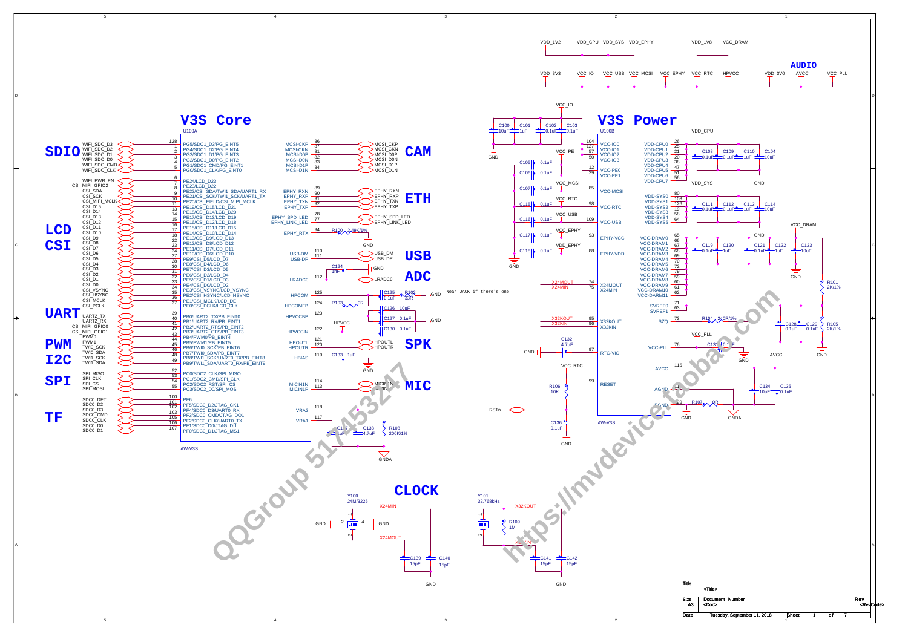# V3S Core

U100A

## SDIO

| Signal | Pin | Function |
|---|---|---|
| WIFI_SDC_D3 | 128 | PG5/SDC1_D3/PG_EINT5 |
| WIFI_SDC_D2 | 1 | PG4/SDC1_D2/PG_EINT4 |
| WIFI_SDC_D1 | 2 | PG3/SDC1_D1/PG_EINT3 |
| WIFI_SDC_D0 | 3 | PG2/SDC1_D0/PG_EINT2 |
| WIFI_SDC_CMD | 4 | PG1/SDC1_CMD/PG_EINT1 |
| WIFI_SDC_CLK | 5 | PG0/SDC1_CLK/PG_EINT0 |

## LCD / CSI

| Signal | Pin | Function |
|---|---|---|
| WIFI_PWR_EN | 6 | PE24/LCD_D23 |
| CSI_MIPI_GPIO2 | 7 | PE23/LCD_D22 |
| CSI_SDA | 8 | PE22/CSI_SDA/TWI1_SDA/UART1_RX |
| CSI_SCK | 9 | PE21/CSI_SCK/TWI1_SCK/UART1_TX |
| CSI_MIPI_MCLK | 10 | PE20/CSI_FIELD/CSI_MIPI_MCLK |
| CSI_D15 | 11 | PE19/CSI_D15/LCD_D21 |
| CSI_D14 | 13 | PE18/CSI_D14/LCD_D20 |
| CSI_D13 | 14 | PE17/CSI_D13/LCD_D19 |
| CSI_D12 | 15 | PE16/CSI_D12/LCD_D18 |
| CSI_D11 | 16 | PE15/CSI_D11/LCD_D15 |
| CSI_D10 | 17 | PE14/CSI_D10/LCD_D14 |
| CSI_D9 | 18 | PE13/CSI_D9/LCD_D13 |
| CSI_D8 | 22 | PE12/CSI_D8/LCD_D12 |
| CSI_D7 | 23 | PE11/CSI_D7/LCD_D11 |
| CSI_D6 | 24 | PE10/CSI_D6/LCD_D10 |
| CSI_D5 | 27 | PE9/CSI_D5/LCD_D7 |
| CSI_D4 | 28 | PE8/CSI_D4/LCD_D6 |
| CSI_D3 | 30 | PE7/CSI_D3/LCD_D5 |
| CSI_D2 | 31 | PE6/CSI_D2/LCD_D4 |
| CSI_D1 | 32 | PE5/CSI_D1/LCD_D3 |
| CSI_D0 | 33 | PE4/CSI_D0/LCD_D2 |
| CSI_VSYNC | 34 | PE3/CSI_VSYNC/LCD_VSYNC |
| CSI_HSYNC | 35 | PE2/CSI_HSYNC/LCD_HSYNC |
| CSI_MCLK | 36 | PE1/CSI_MCLK/LCD_DE |
| CSI_PCLK | 37 | PE0/CSI_PCLK/LCD_CLK |

## UART / PWM / I2C

| Signal | Pin | Function |
|---|---|---|
| UART2_TX | 39 | PB0/UART2_TX/PB_EINT0 |
| UART2_RX | 40 | PB1/UART2_RX/PB_EINT1 |
| CSI_MIPI_GPIO0 | 41 | PB2/UART2_RTS/PB_EINT2 |
| CSI_MIPI_GPIO1 | 42 | PB3/UART2_CTS/PB_EINT3 |
| PWM0 | 43 | PB4/PWM0/PB_EINT4 |
| PWM1 | 44 | PB5/PWM1/PB_EINT5 |
| TWI0_SCK | 45 | PB6/TWI0_SCK/PB_EINT6 |
| TWI0_SDA | 46 | PB7/TWI0_SDA/PB_EINT7 |
| TWI1_SCK | 48 | PB8/TWI1_SCK/UART0_TX/PB_EINT8 |
| TWI1_SDA | 49 | PB9/TWI1_SDA/UART0_RX/PB_EINT9 |

## SPI

| Signal | Pin | Function |
|---|---|---|
| SPI_MISO | 52 | PC0/SDC2_CLK/SPI_MISO |
| SPI_CLK | 53 | PC1/SDC2_CMD/SPI_CLK |
| SPI_CS | 54 | PC2/SDC2_RST/SPI_CS |
| SPI_MOSI | 55 | PC3/SDC2_D0/SPI_MOSI |

## TF

| Signal | Pin | Function |
|---|---|---|
| SDC0_DET | 100 | PF6 |
| SDC0_D2 | 101 | PF5/SDC0_D2/JTAG_CK1 |
| SDC0_D3 | 102 | PF4/SDC0_D3/UART0_RX |
| SDC0_CMD | 103 | PF3/SDC0_CMD/JTAG_DO1 |
| SDC0_CLK | 105 | PF2/SDC0_CLK/UART0_TX |
| SDC0_D0 | 106 | PF1/SDC0_D0/JTAG_DI1 |
| SDC0_D1 | 107 | PF0/SDC0_D1/JTAG_MS1 |

AW-V3S

## CAM / ETH / USB / ADC / SPK / MIC

| Function | Pin | Net |
|---|---|---|
| MCSI-CKP | 86 | MCSI_CKP |
| MCSI-CKN | 87 | MCSI_CKN |
| MCSI-D0P | 81 | MCSI_D0P |
| MCSI-D0N | 82 | MCSI_D0N |
| MCSI-D1P | 83 | MCSI_D1P |
| MCSI-D1N | 84 | MCSI_D1N |
| EPHY_RXN | 89 | EPHY_RXN |
| EPHY_RXP | 90 | EPHY_RXP |
| EPHY_TXN | 91 | EPHY_TXN |
| EPHY_TXP | 92 | EPHY_TXP |
| EPHY_SPD_LED | 78 | EPHY_SPD_LED |
| EPHY_LINK_LED | 77 | EPHY_LINK_LED |
| EPHY_RTX | 94 | R100 2.49K/1% to GND |
| USB-DM | 110 | USB_DM |
| USB-DP | 111 | USB_DP |
| LRADC0 | 112 | LRADC0 (C124 1nF to GND) |
| HPCOM | 125 | C125 0.1uF, R102 33R to GND — Near JACK if there's one |
| HPCOMFB | 124 | R103 0R |
| HPVCCBP | 123 | C126 10uF, C127 0.1uF to GND |
| HPVCCIN | 122 | HPVCC, C130 0.1uF |
| HPOUTL | 121 | HPOUTL |
| HPOUTR | 120 | HPOUTR |
| HBIAS | 119 | C133 1uF to GND |
| MICIN1N | 114 | MICIN1N |
| MICIN1P | 113 | MICIN1P |
| VRA2 | 118 | C137 1uF |
| VRA1 | 117 | C138 4.7uF, R108 200K/1% to GNDA |

# V3S Power

U100B

Power nets: VDD_1V2, VDD_CPU, VDD_SYS, VDD_EPHY, VDD_1V8, VCC_DRAM, VDD_3V3, VCC_IO, VCC_USB, VCC_MCSI, VCC_EPHY, VCC_RTC, HPVCC

AUDIO: VDD_3V0, AVCC, VCC_PLL

| Function | Pin(s) | Connection |
|---|---|---|
| VCC-IO0 / VCC-IO1 / VCC-IO2 / VCC-IO3 | 104, 127, 57, 50 | VCC_IO; C100 10uF, C101 1uF, C102 0.1uF, C103 0.1uF |
| VCC-PE0 / VCC-PE1 | 12, 29 | VCC_PE; C105 0.1uF, C106 0.1uF |
| VCC-MCSI | 85 | VCC_MCSI; C107 0.1uF |
| VCC-RTC | 98 | VCC_RTC; C115 0.1uF |
| VCC-USB | 109 | VCC_USB; C116 0.1uF |
| EPHY-VCC | 93 | VCC_EPHY; C117 0.1uF |
| EPHY-VDD | 88 | VDD_EPHY; C118 0.1uF |
| X24MOUT / X24MIN | 74, 75 | X24MOUT / X24MIN |
| X32KOUT / X32KIN | 95, 96 | X32KOUT / X32KIN |
| RTC-VIO | 97 | C132 4.7uF to GND |
| RESET | 99 | VCC_RTC, R106 10K; RSTn; C136 0.1uF |
| VDD-CPU0…CPU7 | 26, 25, 21, 20, 38, 47, 51, 56 | VDD_CPU; C108 0.1uF, C109 0.1uF, C110 1uF, C104 10uF |
| VDD-SYS0…SYS5 | 80, 108, 126, 19, 58, 64 | VDD_SYS; C111 0.1uF, C112 0.1uF, C113 1uF, C114 10uF |
| VCC-DRAM0…DRAM11 | 65, 66, 67, 68, 69, 70, 72, 79, 59, 60, 61, 62 | VCC_DRAM; C119 0.1uF, C120 1uF, C121 0.1uF, C122 1uF, C123 10uF |
| SVREF0 / SVREF1 | 71, 63 | R101 2K/1%, R105 2K/1%, C128 0.1uF, C129 0.1uF |
| SZQ | 73 | R104 240R/1% |
| VCC-PLL | 76 | VCC_PLL; C131 0.1uF |
| AVCC | 115 | AVCC; C134 10uF, C135 0.1uF |
| AGND | 116 | GNDA |
| EGND | 129 | R107 0R to GNDA |

AW-V3S

# CLOCK

Y100 24M/3225 — X24MIN, X24MOUT; C139 15pF, C140 15pF

Y101 32.768kHz — X32KOUT, X32KIN; R109 1M; C141 15pF, C142 15pF

| Title | <Title> | |
|---|---|---|
| Size: A3 | Document Number: <Doc> | Rev: <RevCode> |
| Date: Tuesday, September 11, 2018 | Sheet 1 of 7 | |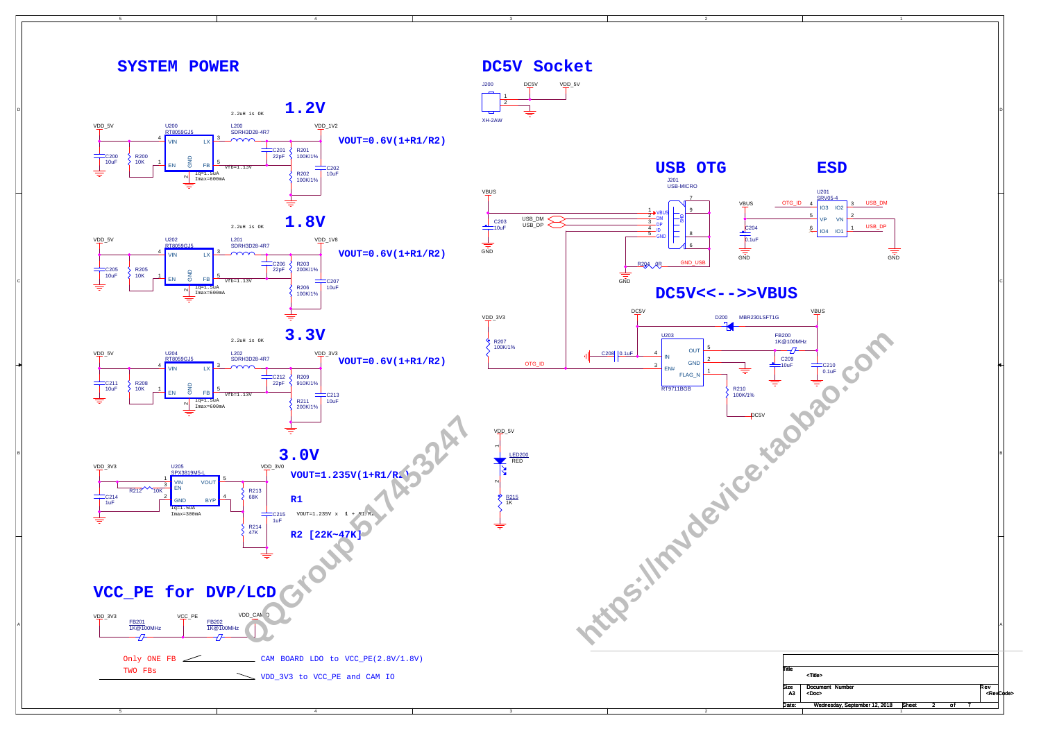# SYSTEM POWER

## 1.2V

2.2uH is OK

VDD_5V — U200 RT8059GJ5 (VIN 4, EN 1, GND 2, LX 3, FB 5) — L200 SDRH3D28-4R7 — VDD_1V2

C200 10uF, R200 10K, C201 22pF, R201 100K/1%, R202 100K/1%, C202 10uF

Vfb=1.13V
Iq=1.5uA
Imax=600mA

**VOUT=0.6V(1+R1/R2)**

## 1.8V

2.2uH is OK

VDD_5V — U202 RT8059GJ5 (VIN 4, EN 1, GND 2, LX 3, FB 5) — L201 SDRH3D28-4R7 — VDD_1V8

C205 10uF, R205 10K, C206 22pF, R203 200K/1%, R206 100K/1%, C207 10uF

Vfb=1.13V
Iq=1.5uA
Imax=600mA

**VOUT=0.6V(1+R1/R2)**

## 3.3V

2.2uH is OK

VDD_5V — U204 RT8059GJ5 (VIN 4, EN 1, GND 2, LX 3, FB 5) — L202 SDRH3D28-4R7 — VDD_3V3

C211 10uF, R208 10K, C212 22pF, R209 910K/1%, R211 200K/1%, C213 10uF

Vfb=1.13V
Iq=1.5uA
Imax=600mA

**VOUT=0.6V(1+R1/R2)**

## 3.0V

VDD_3V3 — U205 SPX3819M5-L (VIN 1, EN 3, GND 2, VOUT 5, BYP 4) — VDD_3V0

R212 10K, C214 1uF, R213 68K, R214 47K, C215 1uF

Iq=1.5uA
Imax=300mA

**VOUT=1.235V(1+R1/R2)**

**R1**

VOUT=1.235V x (1 + R1/R2)

**R2 [22K~47K]**

# VCC_PE for DVP/LCD

VDD_3V3 — FB201 1K@100MHz — VCC_PE — FB202 1K@100MHz — VDD_CAM_IO

Only ONE FB → CAM BOARD LDO to VCC_PE(2.8V/1.8V)

TWO FBs → VDD_3V3 to VCC_PE and CAM IO

# DC5V Socket

J200 XH-2AW (1, 2) — DC5V — VDD_5V

# USB OTG

J201 USB-MICRO (1 VBUS, 2 DM, 3 DP, 4 ID, 5 GND, SHD 6, 7, 8, 9)

VBUS, C203 10uF, GND, USB_DM, USB_DP, R204 0R, GND_USB

# ESD

U201 SRV05-4 (IO3 4, IO2 3, VP 5, VN 2, IO4 6, IO1 1)

OTG_ID, USB_DM, VBUS, USB_DP, C204 0.1uF, GND

# DC5V<<-->>VBUS

DC5V — D200 MBR230LSFT1G — VBUS

U203 RT9711BGB (IN 4, EN# 3, OUT 5, GND 2, FLAG_N 1)

VDD_3V3, R207 100K/1%, OTG_ID, C208 0.1uF, FB200 1K@100MHz, C209 10uF, C210 0.1uF, R210 100K/1%, DC5V

VDD_5V — LED200 RED — R215 1K

| Title | <Title> | |
|---|---|---|
| Size A3 | Document Number <Doc> | Rev <RevCode> |
| Date: Wednesday, September 12, 2018 | Sheet 2 of 7 | |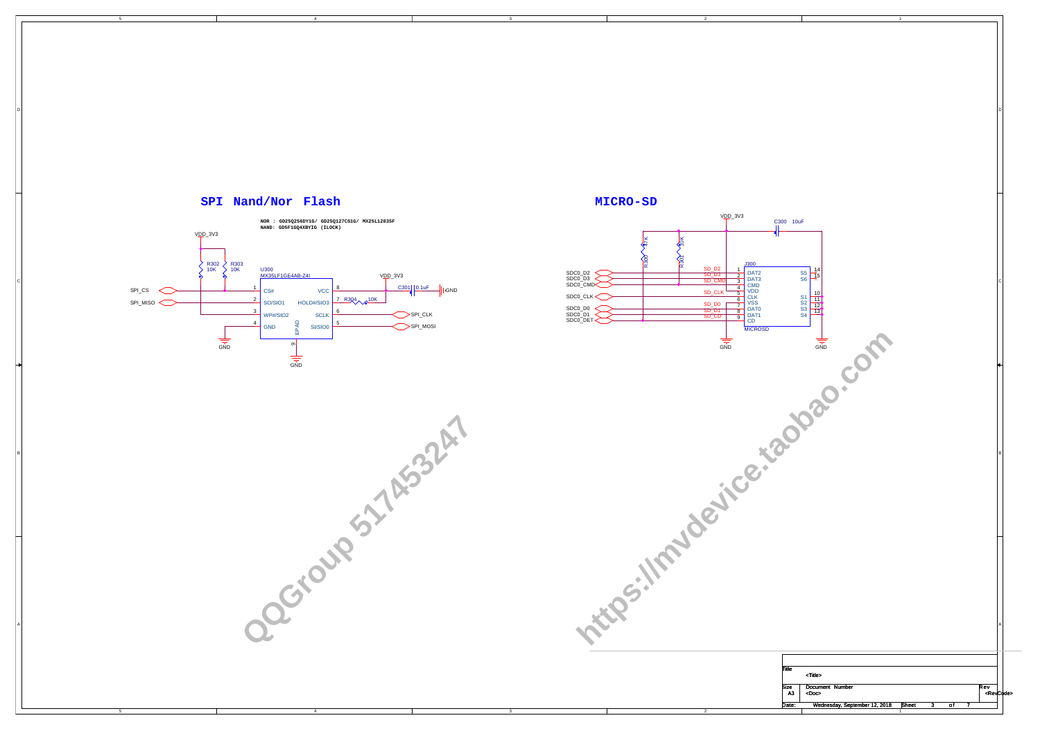# SPI Nand/Nor Flash

**NOR : GD25Q256DY1G/ GD25Q127CS1G/ MX25L12835F**
**NAND: GD5F1GQ4XBYIG (ILOCK)**

VDD_3V3

R302 10K
R303 10K

U300
MX35LF1GE4AB-Z4I

| Pin | Name | Name | Pin |
|---|---|---|---|
| 1 | CS# | VCC | 8 |
| 2 | SO/SIO1 | HOLD#/SIO3 | 7 |
| 3 | WP#/SIO2 | SCLK | 6 |
| 4 | GND | SI/SIO0 | 5 |
| | EPAD | | 9 |

SPI_CS
SPI_MISO
SPI_CLK
SPI_MOSI

VDD_3V3
C301 0.1uF
R304 10K
GND

# MICRO-SD

VDD_3V3
C300 10uF
R300 47K
R301 10K

J300
MICROSD

| Signal | Pin | Name | Name | Pin |
|---|---|---|---|---|
| SDC0_D2 / SD_D2 | 1 | DAT2 | S5 | 14 |
| SDC0_D3 / SD_D3 | 2 | DAT3 | S6 | 15 |
| SDC0_CMD / SD_CMD | 3 | CMD | | |
| | 4 | VDD | S1 | 10 |
| SDC0_CLK / SD_CLK | 5 | CLK | S2 | 11 |
| | 6 | VSS | S3 | 12 |
| SDC0_D0 / SD_D0 | 7 | DAT0 | S4 | 13 |
| SDC0_D1 / SD_D1 | 8 | DAT1 | | |
| SDC0_DET / SD_CD | 9 | CD | | |

GND

| Title | <Title> | |
|---|---|---|
| Size A3 | Document Number <Doc> | Rev <RevCode> |
| Date: | Wednesday, September 12, 2018 | Sheet 3 of 7 |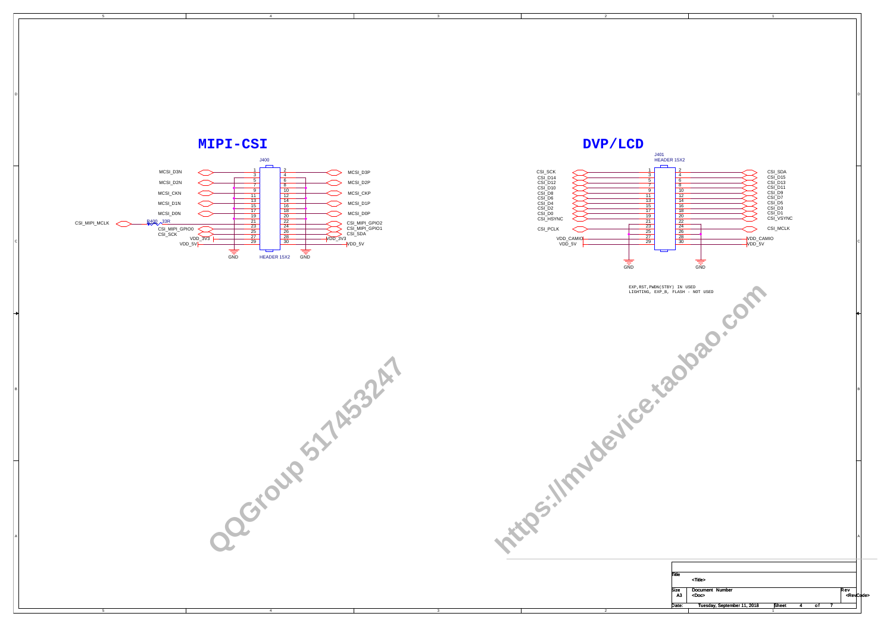# MIPI-CSI

J400 — HEADER 15X2

| Signal | Pin | Pin | Signal |
|---|---|---|---|
| MCSI_D3N | 1 | 2 | MCSI_D3P |
| GND | 3 | 4 | GND |
| MCSI_D2N | 5 | 6 | MCSI_D2P |
| GND | 7 | 8 | GND |
| MCSI_CKN | 9 | 10 | MCSI_CKP |
| GND | 11 | 12 | GND |
| MCSI_D1N | 13 | 14 | MCSI_D1P |
| GND | 15 | 16 | GND |
| MCSI_D0N | 17 | 18 | MCSI_D0P |
| GND | 19 | 20 | GND |
| CSI_MIPI_MCLK (via R400 33R) | 21 | 22 | CSI_MIPI_GPIO2 |
| CSI_MIPI_GPIO0 | 23 | 24 | CSI_MIPI_GPIO1 |
| CSI_SCK | 25 | 26 | CSI_SDA |
| VDD_3V3 | 27 | 28 | VDD_3V3 |
| VDD_5V | 29 | 30 | VDD_5V |

# DVP/LCD

J401 — HEADER 15X2

| Signal | Pin | Pin | Signal |
|---|---|---|---|
| CSI_SCK | 1 | 2 | CSI_SDA |
| CSI_D14 | 3 | 4 | CSI_D15 |
| CSI_D12 | 5 | 6 | CSI_D13 |
| CSI_D10 | 7 | 8 | CSI_D11 |
| CSI_D8 | 9 | 10 | CSI_D9 |
| CSI_D6 | 11 | 12 | CSI_D7 |
| CSI_D4 | 13 | 14 | CSI_D5 |
| CSI_D2 | 15 | 16 | CSI_D3 |
| CSI_D0 | 17 | 18 | CSI_D1 |
| CSI_HSYNC | 19 | 20 | CSI_VSYNC |
| GND | 21 | 22 | GND |
| GND | 23 | 24 | GND |
| CSI_PCLK | 25 | 26 | CSI_MCLK |
| VDD_CAMIO | 27 | 28 | VDD_CAMIO |
| VDD_5V | 29 | 30 | VDD_5V |

EXP,RST,PWDN(STBY) IN USED
LIGHTING, EXP_B, FLASH - NOT USED

Title: <Title>
Size: A3 — Document Number: <Doc> — Rev: <RevCode>
Date: Tuesday, September 11, 2018 — Sheet 4 of 7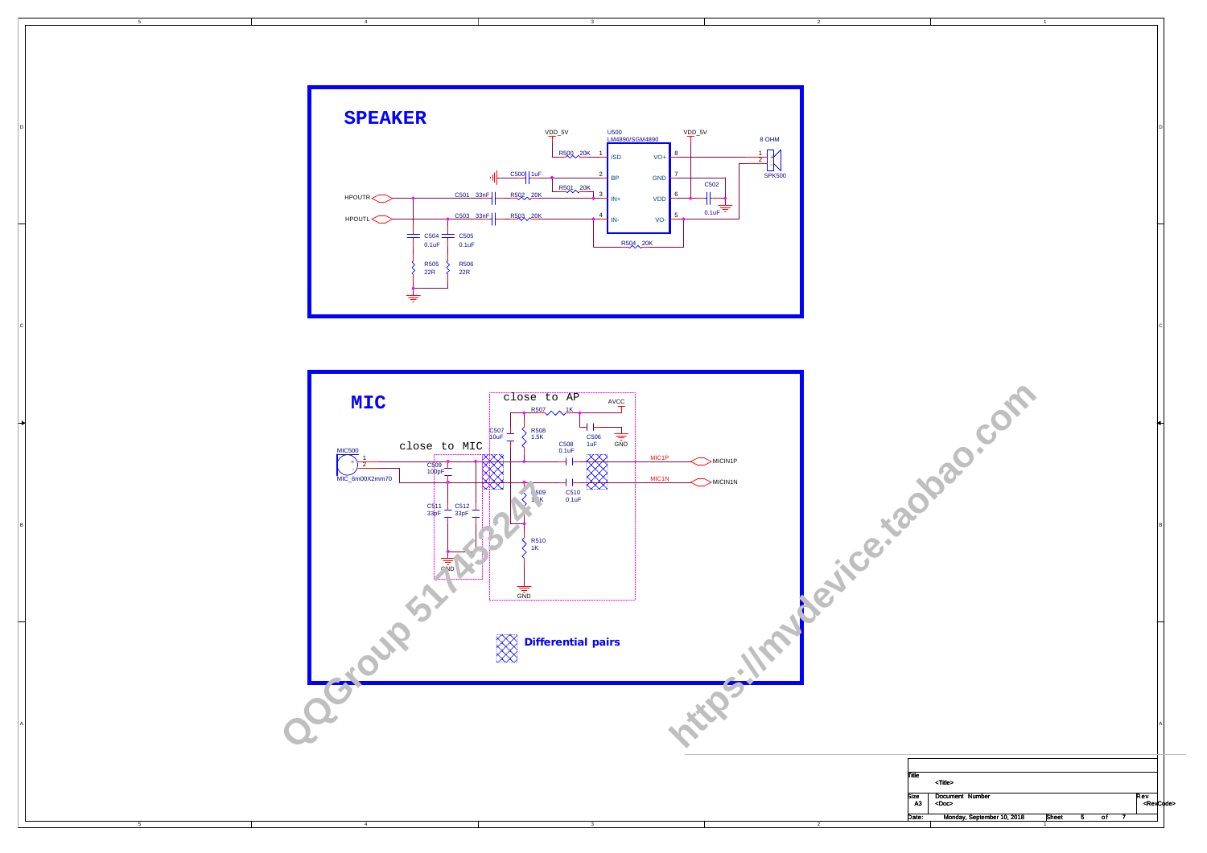# SPEAKER

VDD_5V

U500
LM4890/SGM4890

R500 20K — 1 /SD — VO+ 8

C500 1uF — 2 BP — GND 7

R501 20K

HPOUTR — C501 33nF — R502 20K — 3 IN+ — VDD 6 — VDD_5V — C502 0.1uF

HPOUTL — C503 33nF — R503 20K — 4 IN- — VO- 5

R504 20K

C504 0.1uF, C505 0.1uF

R505 22R, R506 22R

8 OHM
SPK500 (1, 2)

# MIC

close to AP

close to MIC

MIC500
MIC_6m00X2mm70

R507 1K — AVCC

C507 10uF

R508 1.5K

C506 1uF — GND

C508 0.1uF — MIC1P — MICIN1P

C509 100pF

R509 1.5K

C510 0.1uF — MIC1N — MICIN1N

C511 33pF, C512 33pF

GND

R510 1K

GND

**Differential pairs**

| Title | <Title> | | |
|---|---|---|---|
| Size A3 | Document Number <Doc> | | Rev <RevCode> |
| Date: | Monday, September 10, 2018 | Sheet 5 of 7 | |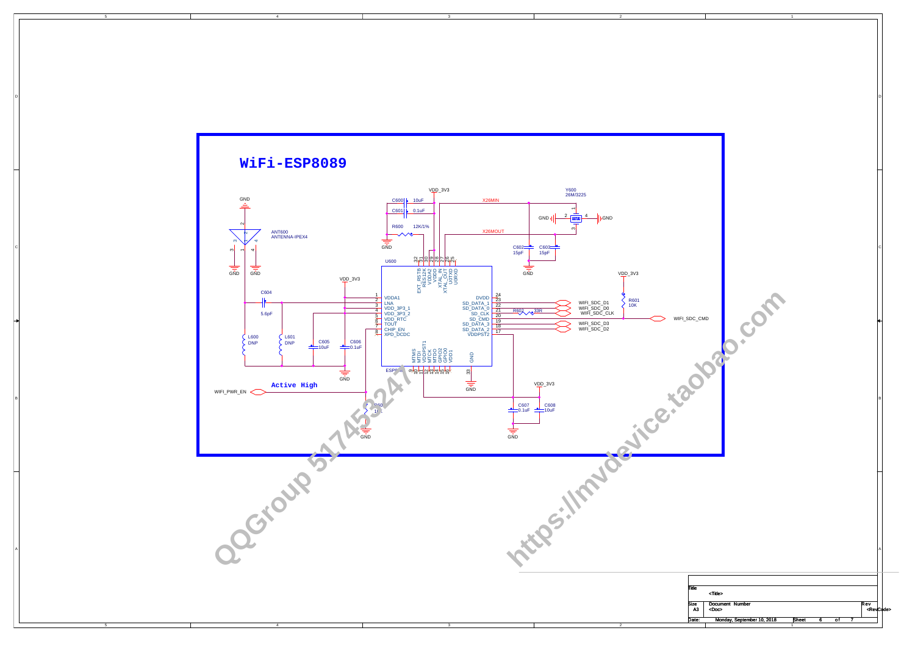# WiFi-ESP8089

VDD_3V3

C600 10uF

C601 0.1uF

R600 12K/1%

GND

X26MIN

X26MOUT

Y600
26M/3225

GND

GND

C602 15pF

C603 15pF

GND

ANT600
ANTENNA-IPEX4

U600

| Pin | Name |
|---|---|
| 1 | VDDA1 |
| 2 | LNA |
| 3 | VDD_3P3_1 |
| 4 | VDD_3P3_2 |
| 5 | VDD_RTC |
| 6 | TOUT |
| 7 | CHIP_EN |
| 8 | XPD_DCDC |
| 9 | MTMS |
| 10 | MTDI |
| 11 | VDDPST1 |
| 12 | MTCK |
| 13 | MTDO |
| 14 | GPIO2 |
| 15 | GPIO0 |
| 16 | VDD1 |
| 17 | VDDPST2 |
| 18 | SD_DATA_2 |
| 19 | SD_DATA_3 |
| 20 | SD_CMD |
| 21 | SD_CLK |
| 22 | SD_DATA_0 |
| 23 | SD_DATA_1 |
| 24 | DVDD |
| 25 | U0RXD |
| 26 | U0TXD |
| 27 | XTAL_OUT |
| 28 | XTAL_IN |
| 29 | VDDD |
| 30 | VDDA2 |
| 31 | RES12K |
| 32 | EXT_RSTB |
| 33 | GND |

ESP8089

VDD_3V3

C604 5.6pF

L600 DNP

L601 DNP

C605 10uF

C606 0.1uF

GND

**Active High**

WIFI_PWR_EN

R60? 10K

GND

VDD_3V3

R601 10K

R602 33R

WIFI_SDC_D1

WIFI_SDC_D0

WIFI_SDC_CLK

WIFI_SDC_CMD

WIFI_SDC_D3

WIFI_SDC_D2

VDD_3V3

C607 0.1uF

C608 10uF

GND

Title: <Title>

Size: A3 | Document Number: <Doc> | Rev: <RevCode>

Date: Monday, September 10, 2018 | Sheet 6 of 7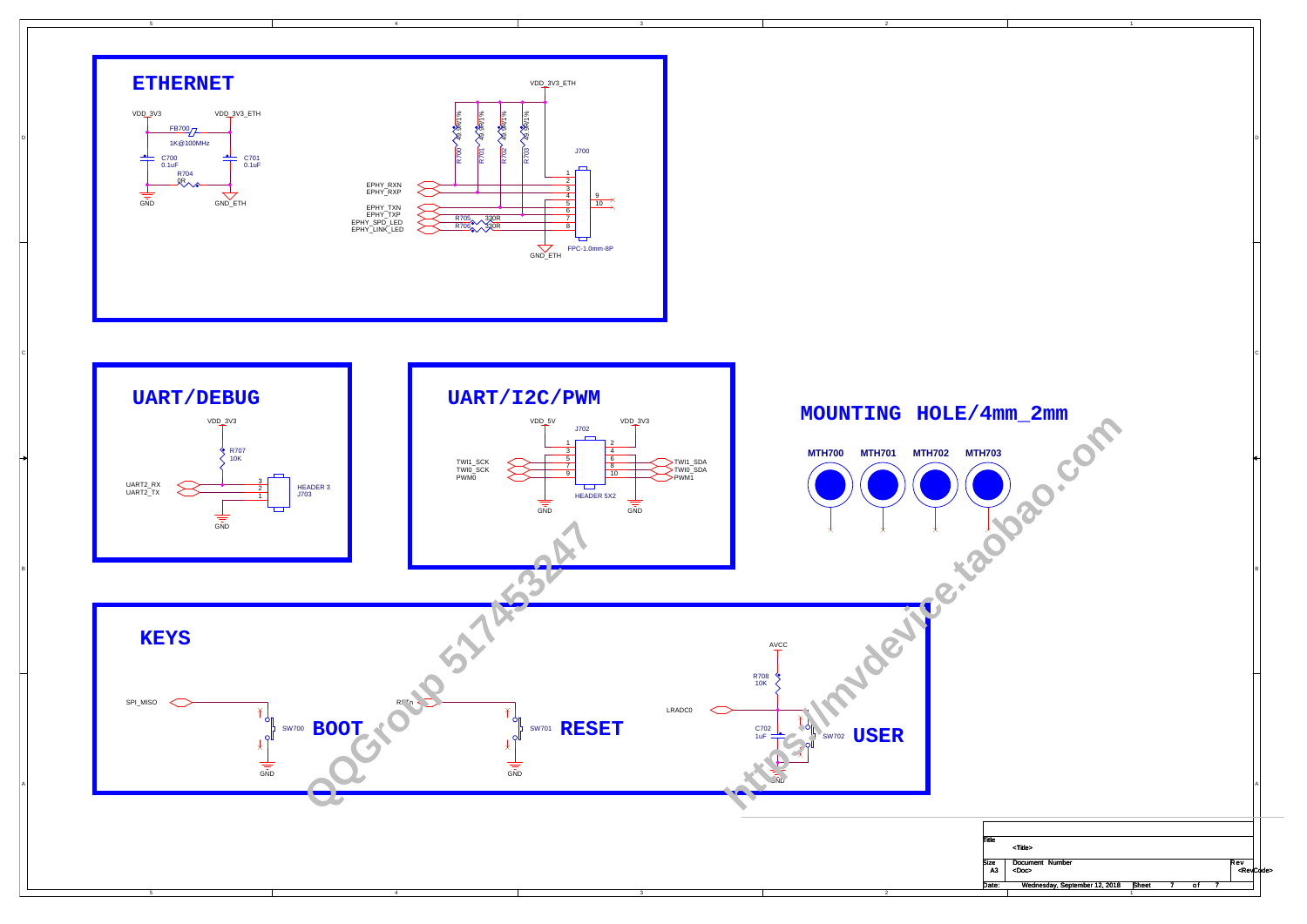## ETHERNET

VDD_3V3
VDD_3V3_ETH
FB700
1K@100MHz
C700
0.1uF
C701
0.1uF
R704
0R
GND
GND_ETH

VDD_3V3_ETH
R700 49.9R 1%
R701 49.9R 1%
R702 49.9R 1%
R703 49.9R 1%
J700
EPHY_RXN
EPHY_RXP
EPHY_TXN
EPHY_TXP
EPHY_SPD_LED
EPHY_LINK_LED
R705 330R
R706 330R
GND_ETH
FPC-1.0mm-8P

## UART/DEBUG

VDD_3V3
R707
10K
UART2_RX
UART2_TX
HEADER 3
J703
GND

## UART/I2C/PWM

VDD_5V
VDD_3V3
J702
TWI1_SCK
TWI0_SCK
PWM0
TWI1_SDA
TWI0_SDA
PWM1
HEADER 5X2
GND
GND

## MOUNTING HOLE/4mm_2mm

MTH700
MTH701
MTH702
MTH703

## KEYS

SPI_MISO
SW700 **BOOT**
GND

RSTn
SW701 **RESET**
GND

AVCC
R708
10K
LRADC0
C702
1uF
SW702 **USER**
GND

QQGroup 517453247
https://mvdevice.taobao.com

| | | |
|---|---|---|
| Title | <Title> | |
| Size A3 | Document Number <Doc> | Rev <RevCode> |
| Date: | Wednesday, September 12, 2018 | Sheet 7 of 7 |